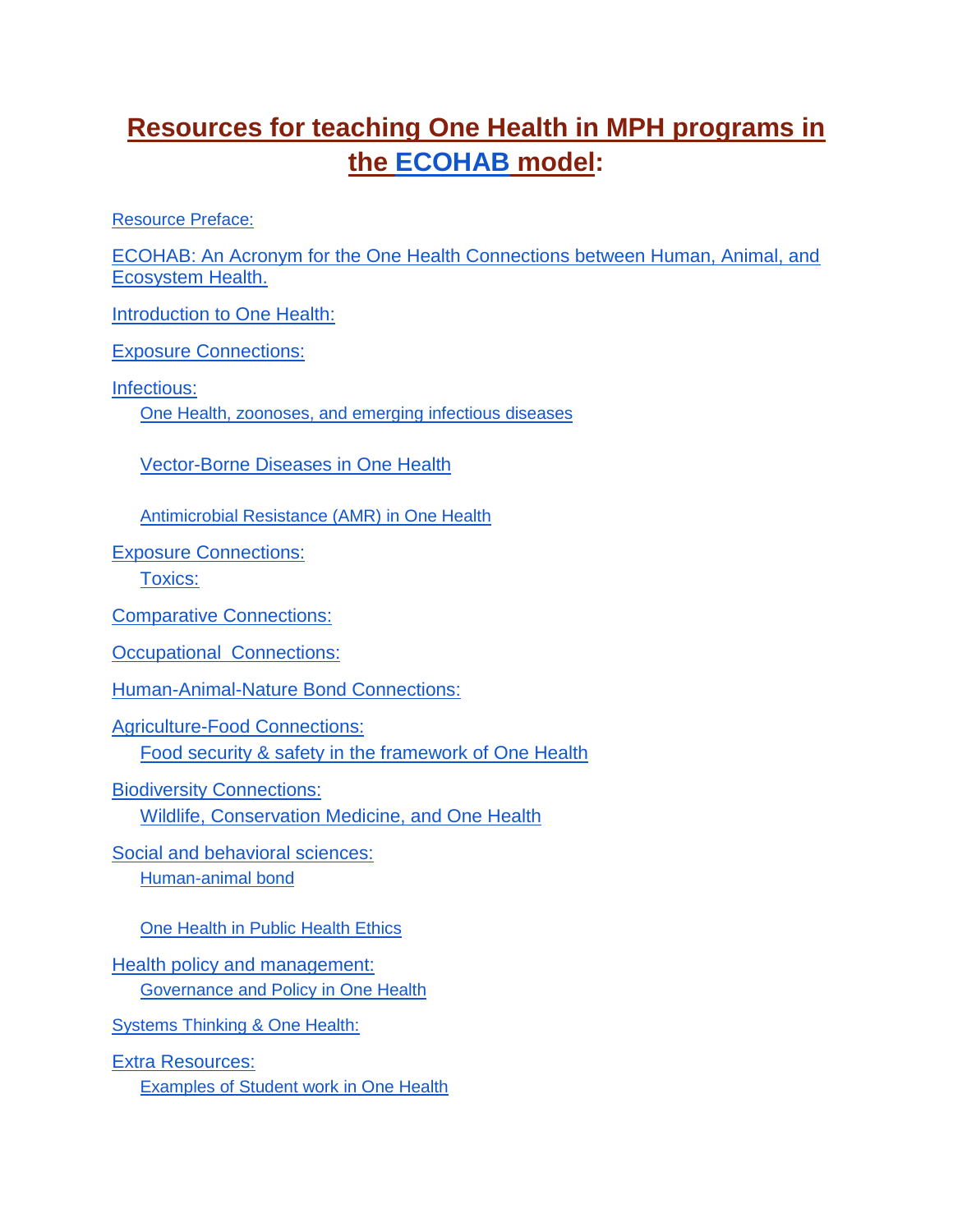# Resources for teaching One Health in MPH programs in the ECOHAB model:

Resource Preface:

ECOHAB: An Acronym for the One Health Connections between Human, Animal, and Ecosystem Health.

Introduction to One Health:

Exposure Connections:

Infectious:

- One Health, zoonoses, and emerging infectious diseases
- Vector-Borne Diseases in One Health
- Antimicrobial Resistance (AMR) in One Health

Exposure Connections:

- Toxics:

Comparative Connections:

Occupational Connections:

Human-Animal-Nature Bond Connections:

Agriculture-Food Connections:

- Food security & safety in the framework of One Health

Biodiversity Connections:

- Wildlife, Conservation Medicine, and One Health

Social and behavioral sciences:

- Human-animal bond
- One Health in Public Health Ethics

Health policy and management:

- Governance and Policy in One Health

Systems Thinking & One Health:

Extra Resources:

- Examples of Student work in One Health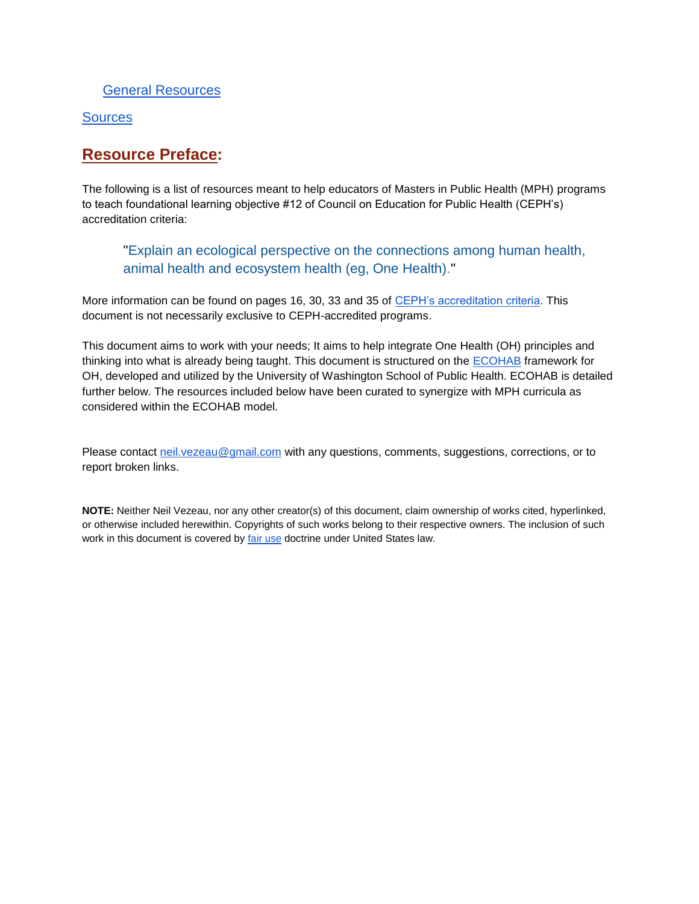General Resources

Sources

## Resource Preface:

The following is a list of resources meant to help educators of Masters in Public Health (MPH) programs to teach foundational learning objective #12 of Council on Education for Public Health (CEPH's) accreditation criteria:

> "Explain an ecological perspective on the connections among human health, animal health and ecosystem health (eg, One Health)."

More information can be found on pages 16, 30, 33 and 35 of CEPH's accreditation criteria. This document is not necessarily exclusive to CEPH-accredited programs.

This document aims to work with your needs; It aims to help integrate One Health (OH) principles and thinking into what is already being taught. This document is structured on the ECOHAB framework for OH, developed and utilized by the University of Washington School of Public Health. ECOHAB is detailed further below. The resources included below have been curated to synergize with MPH curricula as considered within the ECOHAB model.

Please contact neil.vezeau@gmail.com with any questions, comments, suggestions, corrections, or to report broken links.

**NOTE:** Neither Neil Vezeau, nor any other creator(s) of this document, claim ownership of works cited, hyperlinked, or otherwise included herewithin. Copyrights of such works belong to their respective owners. The inclusion of such work in this document is covered by fair use doctrine under United States law.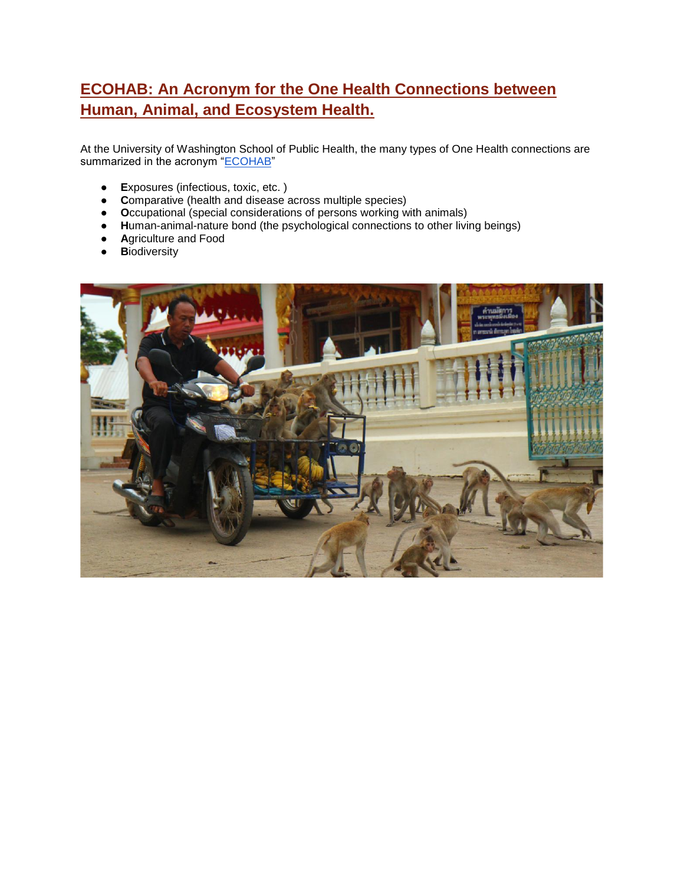## ECOHAB: An Acronym for the One Health Connections between Human, Animal, and Ecosystem Health.

At the University of Washington School of Public Health, the many types of One Health connections are summarized in the acronym "ECOHAB"

- **E**xposures (infectious, toxic, etc. )
- **C**omparative (health and disease across multiple species)
- **O**ccupational (special considerations of persons working with animals)
- **H**uman-animal-nature bond (the psychological connections to other living beings)
- **A**griculture and Food
- **B**iodiversity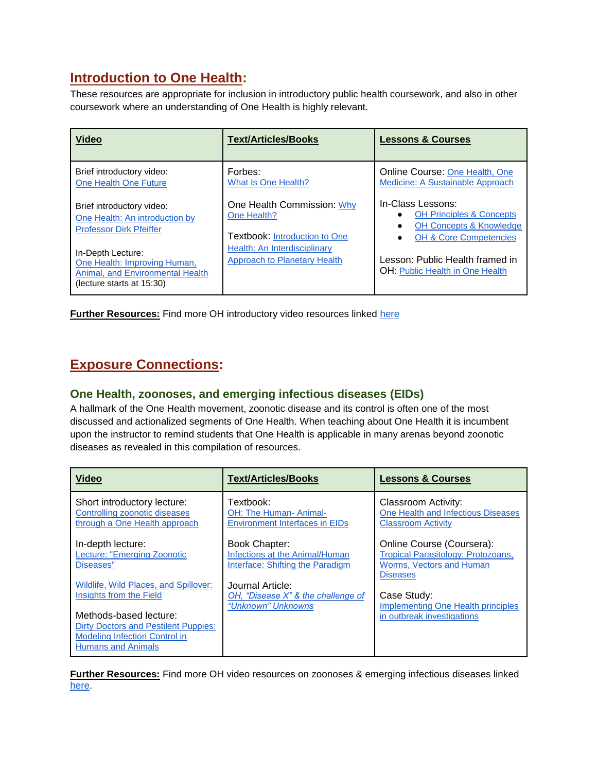## Introduction to One Health:

These resources are appropriate for inclusion in introductory public health coursework, and also in other coursework where an understanding of One Health is highly relevant.

| Video | Text/Articles/Books | Lessons & Courses |
|---|---|---|
| Brief introductory video: One Health One Future<br><br>Brief introductory video: One Health: An introduction by Professor Dirk Pfeiffer<br><br>In-Depth Lecture: One Health: Improving Human, Animal, and Environmental Health (lecture starts at 15:30) | Forbes: What Is One Health?<br><br>One Health Commission: Why One Health?<br><br>Textbook: Introduction to One Health: An Interdisciplinary Approach to Planetary Health | Online Course: One Health, One Medicine: A Sustainable Approach<br><br>In-Class Lessons:<br>• OH Principles & Concepts<br>• OH Concepts & Knowledge<br>• OH & Core Competencies<br><br>Lesson: Public Health framed in OH: Public Health in One Health |

**Further Resources:** Find more OH introductory video resources linked here

## Exposure Connections:

### One Health, zoonoses, and emerging infectious diseases (EIDs)

A hallmark of the One Health movement, zoonotic disease and its control is often one of the most discussed and actionalized segments of One Health. When teaching about One Health it is incumbent upon the instructor to remind students that One Health is applicable in many arenas beyond zoonotic diseases as revealed in this compilation of resources.

| Video | Text/Articles/Books | Lessons & Courses |
|---|---|---|
| Short introductory lecture: Controlling zoonotic diseases through a One Health approach<br><br>In-depth lecture: Lecture: "Emerging Zoonotic Diseases"<br><br>Wildlife, Wild Places, and Spillover: Insights from the Field<br><br>Methods-based lecture: Dirty Doctors and Pestilent Puppies: Modeling Infection Control in Humans and Animals | Textbook: OH: The Human- Animal-Environment Interfaces in EIDs<br><br>Book Chapter: Infections at the Animal/Human Interface: Shifting the Paradigm<br><br>Journal Article: *OH, "Disease X" & the challenge of "Unknown" Unknowns* | Classroom Activity: One Health and Infectious Diseases Classroom Activity<br><br>Online Course (Coursera): Tropical Parasitology: Protozoans, Worms, Vectors and Human Diseases<br><br>Case Study: Implementing One Health principles in outbreak investigations |

**Further Resources:** Find more OH video resources on zoonoses & emerging infectious diseases linked here.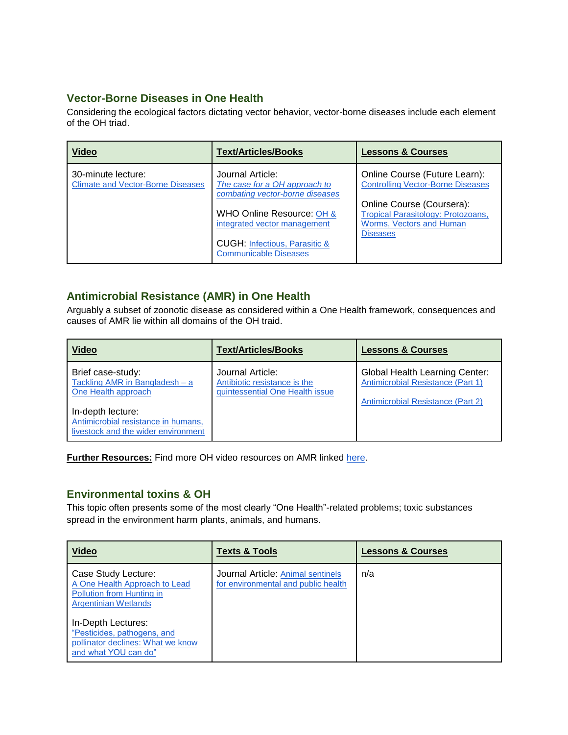## Vector-Borne Diseases in One Health

Considering the ecological factors dictating vector behavior, vector-borne diseases include each element of the OH triad.

| **Video** | **Text/Articles/Books** | **Lessons & Courses** |
|---|---|---|
| 30-minute lecture: Climate and Vector-Borne Diseases | Journal Article: *The case for a OH approach to combating vector-borne diseases*<br><br>WHO Online Resource: OH & integrated vector management<br><br>CUGH: Infectious, Parasitic & Communicable Diseases | Online Course (Future Learn): Controlling Vector-Borne Diseases<br><br>Online Course (Coursera): Tropical Parasitology: Protozoans, Worms, Vectors and Human Diseases |

## Antimicrobial Resistance (AMR) in One Health

Arguably a subset of zoonotic disease as considered within a One Health framework, consequences and causes of AMR lie within all domains of the OH traid.

| **Video** | **Text/Articles/Books** | **Lessons & Courses** |
|---|---|---|
| Brief case-study: Tackling AMR in Bangladesh – a One Health approach<br><br>In-depth lecture: Antimicrobial resistance in humans, livestock and the wider environment | Journal Article: Antibiotic resistance is the quintessential One Health issue | Global Health Learning Center: Antimicrobial Resistance (Part 1)<br><br>Antimicrobial Resistance (Part 2) |

**Further Resources:** Find more OH video resources on AMR linked here.

## Environmental toxins & OH

This topic often presents some of the most clearly "One Health"-related problems; toxic substances spread in the environment harm plants, animals, and humans.

| **Video** | **Texts & Tools** | **Lessons & Courses** |
|---|---|---|
| Case Study Lecture: A One Health Approach to Lead Pollution from Hunting in Argentinian Wetlands<br><br>In-Depth Lectures: "Pesticides, pathogens, and pollinator declines: What we know and what YOU can do" | Journal Article: Animal sentinels for environmental and public health | n/a |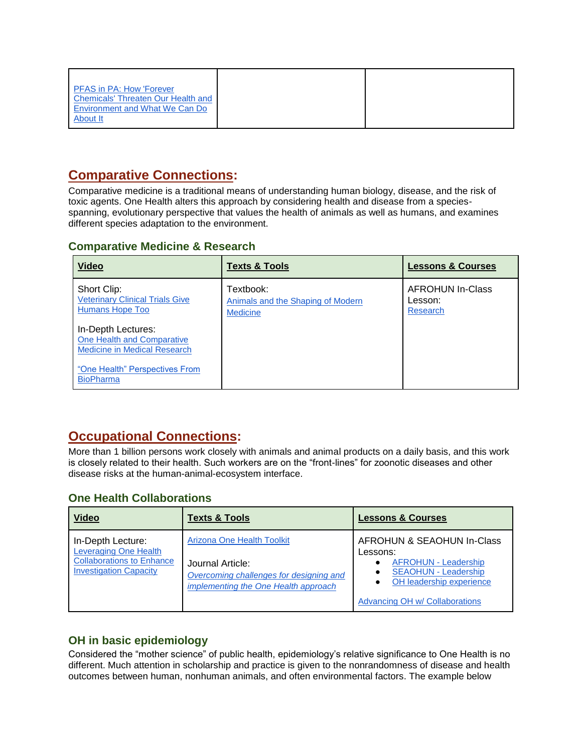| | | |
|---|---|---|
| PFAS in PA: How 'Forever Chemicals' Threaten Our Health and Environment and What We Can Do About It | | |

## Comparative Connections:

Comparative medicine is a traditional means of understanding human biology, disease, and the risk of toxic agents. One Health alters this approach by considering health and disease from a species-spanning, evolutionary perspective that values the health of animals as well as humans, and examines different species adaptation to the environment.

### Comparative Medicine & Research

| Video | Texts & Tools | Lessons & Courses |
|---|---|---|
| Short Clip: Veterinary Clinical Trials Give Humans Hope Too<br><br>In-Depth Lectures: One Health and Comparative Medicine in Medical Research<br><br>"One Health" Perspectives From BioPharma | Textbook: Animals and the Shaping of Modern Medicine | AFROHUN In-Class Lesson: Research |

## Occupational Connections:

More than 1 billion persons work closely with animals and animal products on a daily basis, and this work is closely related to their health. Such workers are on the "front-lines" for zoonotic diseases and other disease risks at the human-animal-ecosystem interface.

### One Health Collaborations

| Video | Texts & Tools | Lessons & Courses |
|---|---|---|
| In-Depth Lecture: Leveraging One Health Collaborations to Enhance Investigation Capacity | Arizona One Health Toolkit<br><br>Journal Article: *Overcoming challenges for designing and implementing the One Health approach* | AFROHUN & SEAOHUN In-Class Lessons:<br>• AFROHUN - Leadership<br>• SEAOHUN - Leadership<br>• OH leadership experience<br><br>Advancing OH w/ Collaborations |

### OH in basic epidemiology

Considered the "mother science" of public health, epidemiology's relative significance to One Health is no different. Much attention in scholarship and practice is given to the nonrandomness of disease and health outcomes between human, nonhuman animals, and often environmental factors. The example below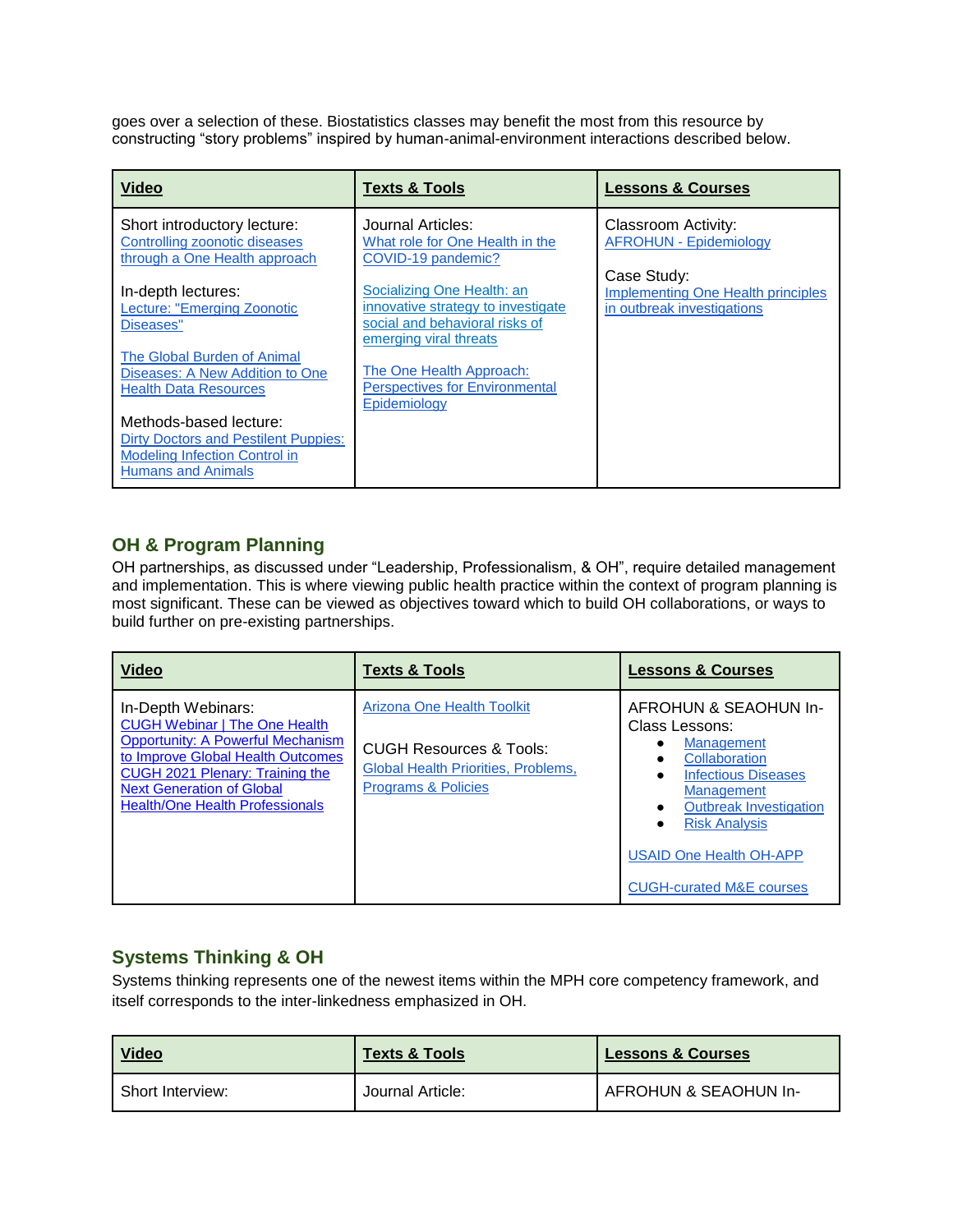goes over a selection of these. Biostatistics classes may benefit the most from this resource by constructing "story problems" inspired by human-animal-environment interactions described below.

| **Video** | **Texts & Tools** | **Lessons & Courses** |
|---|---|---|
| Short introductory lecture:<br>Controlling zoonotic diseases through a One Health approach<br><br>In-depth lectures:<br>Lecture: "Emerging Zoonotic Diseases"<br><br>The Global Burden of Animal Diseases: A New Addition to One Health Data Resources<br><br>Methods-based lecture:<br>Dirty Doctors and Pestilent Puppies: Modeling Infection Control in Humans and Animals | Journal Articles:<br>What role for One Health in the COVID-19 pandemic?<br><br>Socializing One Health: an innovative strategy to investigate social and behavioral risks of emerging viral threats<br><br>The One Health Approach: Perspectives for Environmental Epidemiology | Classroom Activity:<br>AFROHUN - Epidemiology<br><br>Case Study:<br>Implementing One Health principles in outbreak investigations |

## OH & Program Planning

OH partnerships, as discussed under "Leadership, Professionalism, & OH", require detailed management and implementation. This is where viewing public health practice within the context of program planning is most significant. These can be viewed as objectives toward which to build OH collaborations, or ways to build further on pre-existing partnerships.

| **Video** | **Texts & Tools** | **Lessons & Courses** |
|---|---|---|
| In-Depth Webinars:<br>CUGH Webinar \| The One Health Opportunity: A Powerful Mechanism to Improve Global Health Outcomes<br>CUGH 2021 Plenary: Training the Next Generation of Global Health/One Health Professionals | Arizona One Health Toolkit<br><br>CUGH Resources & Tools:<br>Global Health Priorities, Problems, Programs & Policies | AFROHUN & SEAOHUN In-Class Lessons:<br>• Management<br>• Collaboration<br>• Infectious Diseases Management<br>• Outbreak Investigation<br>• Risk Analysis<br><br>USAID One Health OH-APP<br><br>CUGH-curated M&E courses |

## Systems Thinking & OH

Systems thinking represents one of the newest items within the MPH core competency framework, and itself corresponds to the inter-linkedness emphasized in OH.

| **Video** | **Texts & Tools** | **Lessons & Courses** |
|---|---|---|
| Short Interview: | Journal Article: | AFROHUN & SEAOHUN In- |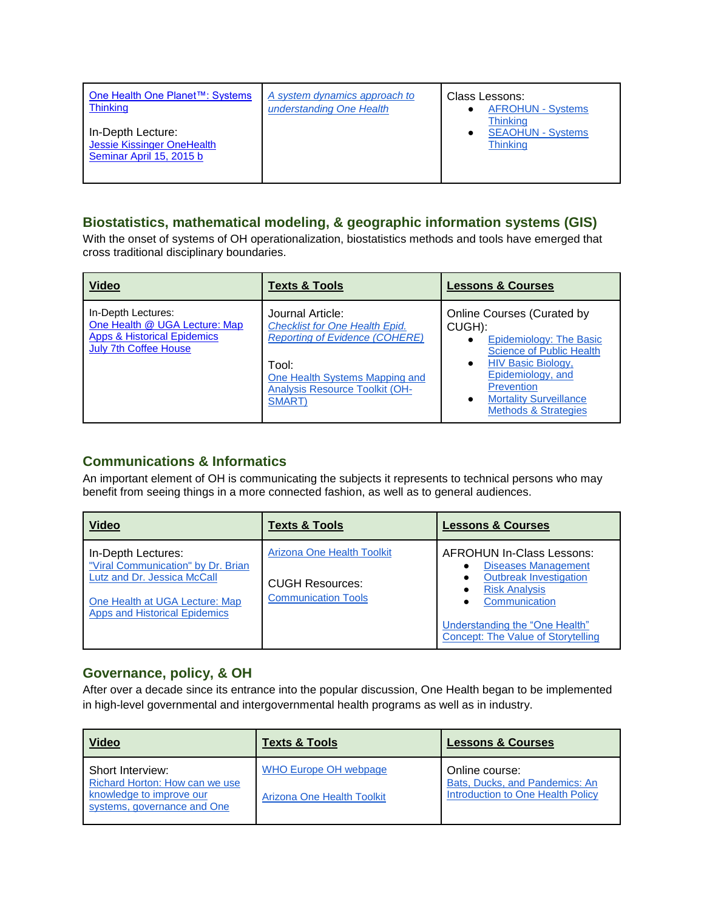| One Health One Planet™: Systems Thinking<br><br>In-Depth Lecture:<br>Jessie Kissinger OneHealth Seminar April 15, 2015 b | *A system dynamics approach to understanding One Health* | Class Lessons:<br>• AFROHUN - Systems Thinking<br>• SEAOHUN - Systems Thinking |
|---|---|---|

## Biostatistics, mathematical modeling, & geographic information systems (GIS)

With the onset of systems of OH operationalization, biostatistics methods and tools have emerged that cross traditional disciplinary boundaries.

| **Video** | **Texts & Tools** | **Lessons & Courses** |
|---|---|---|
| In-Depth Lectures:<br>One Health @ UGA Lecture: Map Apps & Historical Epidemics July 7th Coffee House | Journal Article:<br>*Checklist for One Health Epid. Reporting of Evidence (COHERE)*<br><br>Tool:<br>One Health Systems Mapping and Analysis Resource Toolkit (OH-SMART) | Online Courses (Curated by CUGH):<br>• Epidemiology: The Basic Science of Public Health<br>• HIV Basic Biology, Epidemiology, and Prevention<br>• Mortality Surveillance Methods & Strategies |

## Communications & Informatics

An important element of OH is communicating the subjects it represents to technical persons who may benefit from seeing things in a more connected fashion, as well as to general audiences.

| **Video** | **Texts & Tools** | **Lessons & Courses** |
|---|---|---|
| In-Depth Lectures:<br>"Viral Communication" by Dr. Brian Lutz and Dr. Jessica McCall<br><br>One Health at UGA Lecture: Map Apps and Historical Epidemics | Arizona One Health Toolkit<br><br>CUGH Resources:<br>Communication Tools | AFROHUN In-Class Lessons:<br>• Diseases Management<br>• Outbreak Investigation<br>• Risk Analysis<br>• Communication<br><br>Understanding the "One Health" Concept: The Value of Storytelling |

## Governance, policy, & OH

After over a decade since its entrance into the popular discussion, One Health began to be implemented in high-level governmental and intergovernmental health programs as well as in industry.

| **Video** | **Texts & Tools** | **Lessons & Courses** |
|---|---|---|
| Short Interview:<br>Richard Horton: How can we use knowledge to improve our systems, governance and One | WHO Europe OH webpage<br><br>Arizona One Health Toolkit | Online course:<br>Bats, Ducks, and Pandemics: An Introduction to One Health Policy |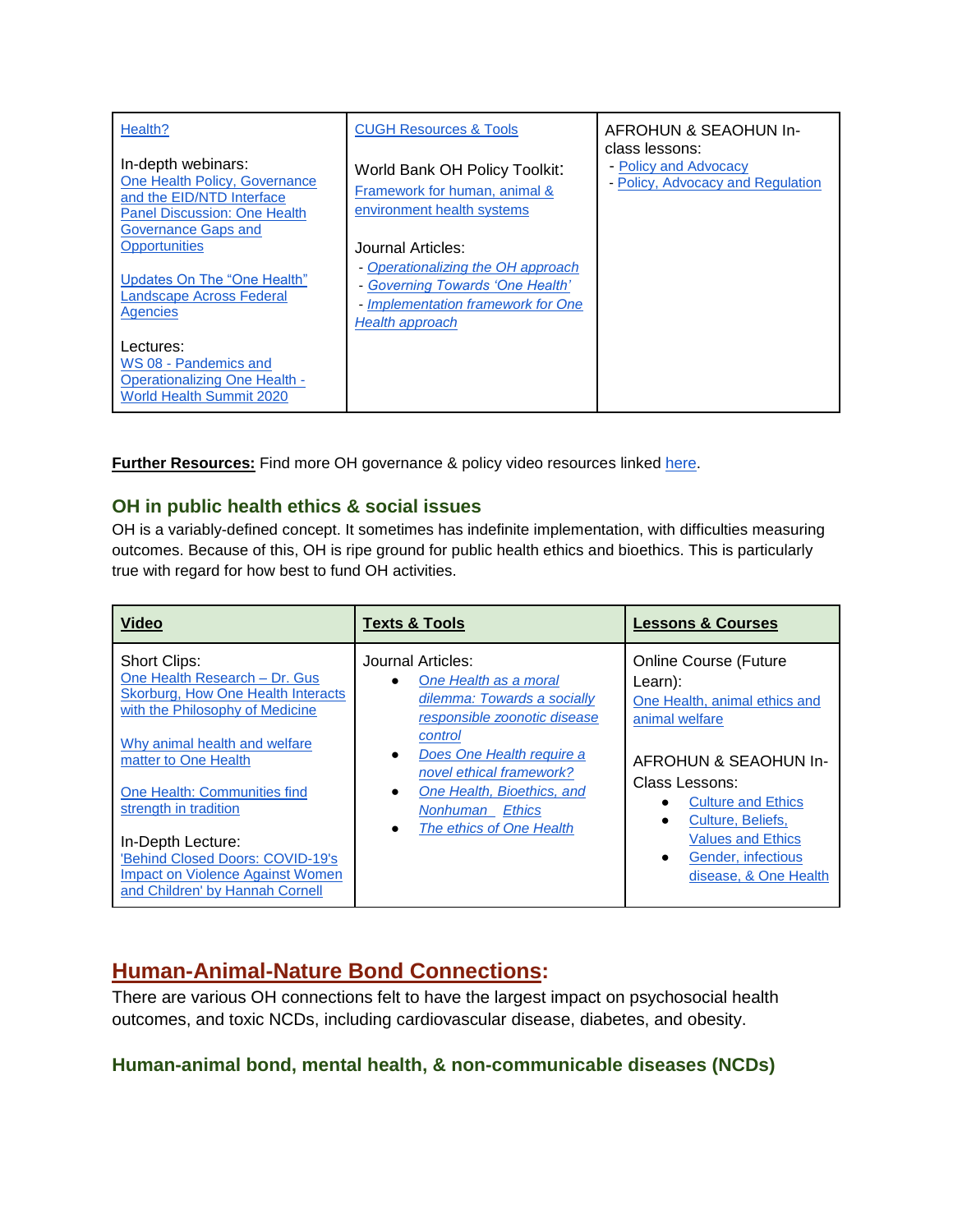| | | |
|---|---|---|
| Health?<br><br>In-depth webinars:<br>One Health Policy, Governance and the EID/NTD Interface<br>Panel Discussion: One Health Governance Gaps and Opportunities<br><br>Updates On The "One Health" Landscape Across Federal Agencies<br><br>Lectures:<br>WS 08 - Pandemics and Operationalizing One Health - World Health Summit 2020 | CUGH Resources & Tools<br><br>World Bank OH Policy Toolkit:<br>Framework for human, animal & environment health systems<br><br>Journal Articles:<br>- *Operationalizing the OH approach*<br>- *Governing Towards 'One Health'*<br>- *Implementation framework for One Health approach* | AFROHUN & SEAOHUN In-class lessons:<br>- Policy and Advocacy<br>- Policy, Advocacy and Regulation |

**Further Resources:** Find more OH governance & policy video resources linked here.

### OH in public health ethics & social issues

OH is a variably-defined concept. It sometimes has indefinite implementation, with difficulties measuring outcomes. Because of this, OH is ripe ground for public health ethics and bioethics. This is particularly true with regard for how best to fund OH activities.

| **Video** | **Texts & Tools** | **Lessons & Courses** |
|---|---|---|
| Short Clips:<br>One Health Research – Dr. Gus Skorburg, How One Health Interacts with the Philosophy of Medicine<br><br>Why animal health and welfare matter to One Health<br><br>One Health: Communities find strength in tradition<br><br>In-Depth Lecture:<br>'Behind Closed Doors: COVID-19's Impact on Violence Against Women and Children' by Hannah Cornell | Journal Articles:<br>• *One Health as a moral dilemma: Towards a socially responsible zoonotic disease control*<br>• *Does One Health require a novel ethical framework?*<br>• *One Health, Bioethics, and Nonhuman Ethics*<br>• *The ethics of One Health* | Online Course (Future Learn):<br>One Health, animal ethics and animal welfare<br><br>AFROHUN & SEAOHUN In-Class Lessons:<br>• Culture and Ethics<br>• Culture, Beliefs, Values and Ethics<br>• Gender, infectious disease, & One Health |

## Human-Animal-Nature Bond Connections:

There are various OH connections felt to have the largest impact on psychosocial health outcomes, and toxic NCDs, including cardiovascular disease, diabetes, and obesity.

### Human-animal bond, mental health, & non-communicable diseases (NCDs)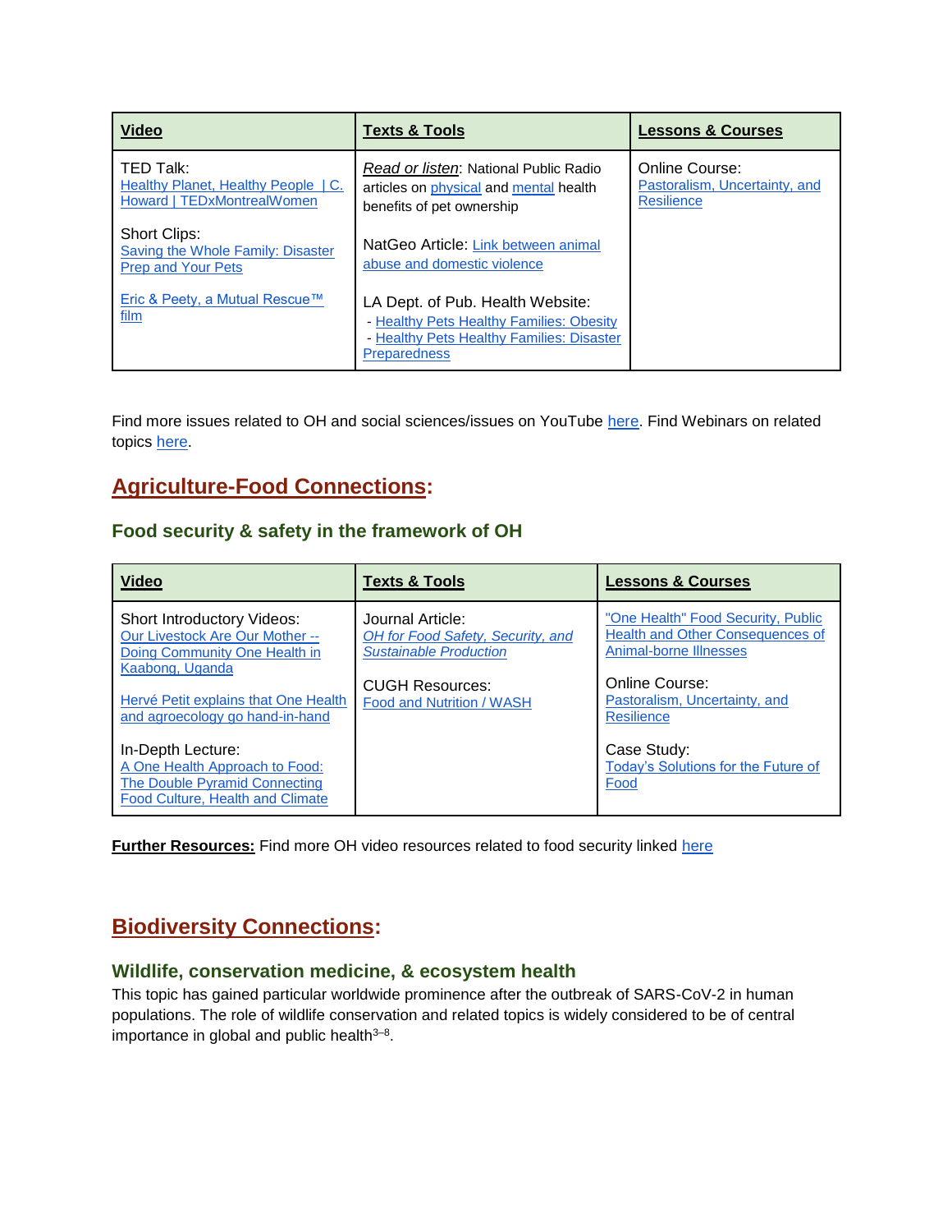| Video | Texts & Tools | Lessons & Courses |
| --- | --- | --- |
| TED Talk: Healthy Planet, Healthy People \| C. Howard \| TEDxMontrealWomen<br><br>Short Clips: Saving the Whole Family: Disaster Prep and Your Pets<br><br>Eric & Peety, a Mutual Rescue™ film | *Read or listen*: National Public Radio articles on physical and mental health benefits of pet ownership<br><br>NatGeo Article: Link between animal abuse and domestic violence<br><br>LA Dept. of Pub. Health Website:<br>- Healthy Pets Healthy Families: Obesity<br>- Healthy Pets Healthy Families: Disaster Preparedness | Online Course: Pastoralism, Uncertainty, and Resilience |

Find more issues related to OH and social sciences/issues on YouTube here. Find Webinars on related topics here.

## Agriculture-Food Connections:

### Food security & safety in the framework of OH

| Video | Texts & Tools | Lessons & Courses |
| --- | --- | --- |
| Short Introductory Videos:<br>Our Livestock Are Our Mother -- Doing Community One Health in Kaabong, Uganda<br><br>Hervé Petit explains that One Health and agroecology go hand-in-hand<br><br>In-Depth Lecture:<br>A One Health Approach to Food: The Double Pyramid Connecting Food Culture, Health and Climate | Journal Article:<br>*OH for Food Safety, Security, and Sustainable Production*<br><br>CUGH Resources:<br>Food and Nutrition / WASH | "One Health" Food Security, Public Health and Other Consequences of Animal-borne Illnesses<br><br>Online Course:<br>Pastoralism, Uncertainty, and Resilience<br><br>Case Study:<br>Today's Solutions for the Future of Food |

**Further Resources:** Find more OH video resources related to food security linked here

## Biodiversity Connections:

### Wildlife, conservation medicine, & ecosystem health

This topic has gained particular worldwide prominence after the outbreak of SARS-CoV-2 in human populations. The role of wildlife conservation and related topics is widely considered to be of central importance in global and public health[3–8].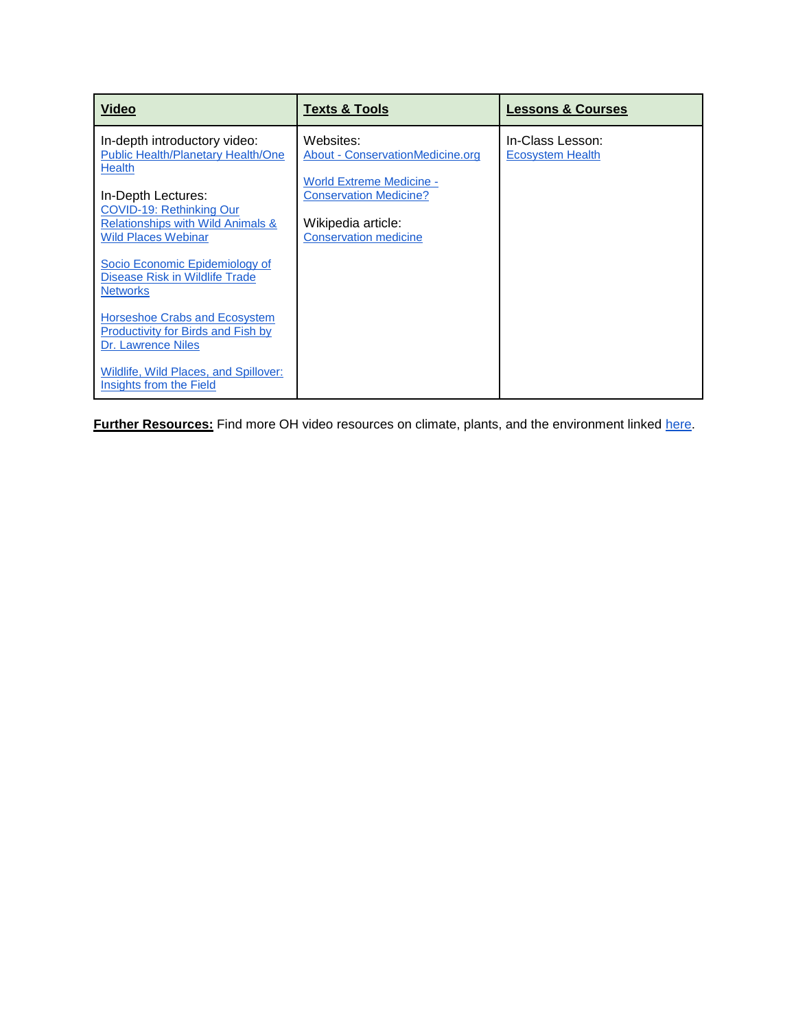| **Video** | **Texts & Tools** | **Lessons & Courses** |
| --- | --- | --- |
| In-depth introductory video: Public Health/Planetary Health/One Health<br><br>In-Depth Lectures: COVID-19: Rethinking Our Relationships with Wild Animals & Wild Places Webinar<br><br>Socio Economic Epidemiology of Disease Risk in Wildlife Trade Networks<br><br>Horseshoe Crabs and Ecosystem Productivity for Birds and Fish by Dr. Lawrence Niles<br><br>Wildlife, Wild Places, and Spillover: Insights from the Field | Websites: About - ConservationMedicine.org<br><br>World Extreme Medicine - Conservation Medicine?<br><br>Wikipedia article: Conservation medicine | In-Class Lesson: Ecosystem Health |

**Further Resources:** Find more OH video resources on climate, plants, and the environment linked here.